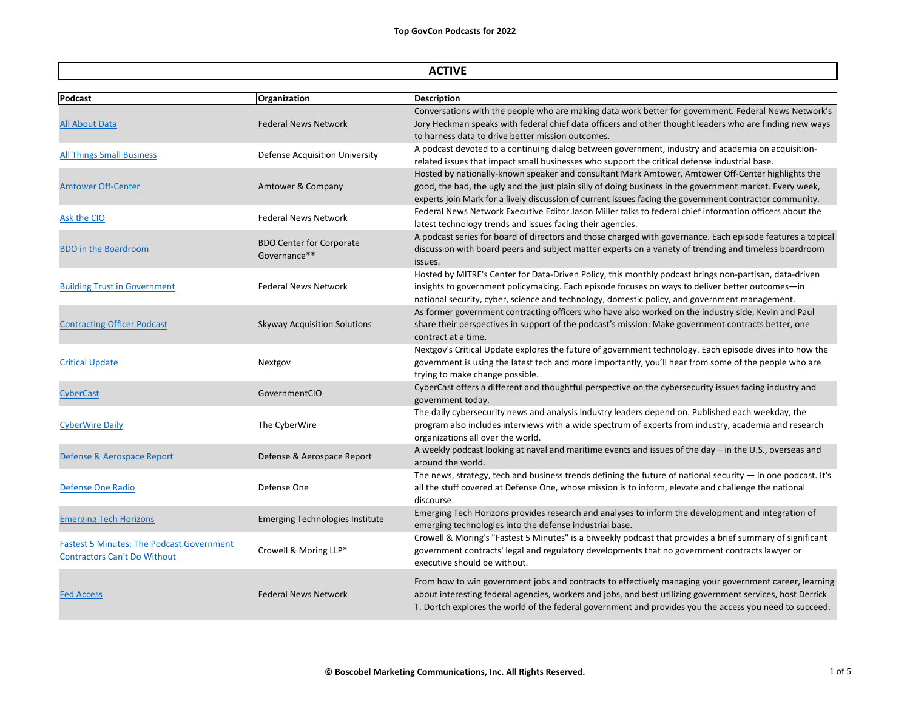# Top GovCon Podcasts for 2022

## ACTIVE

| Podcast | Organization | Description |
| --- | --- | --- |
| All About Data | Federal News Network | Conversations with the people who are making data work better for government. Federal News Network's Jory Heckman speaks with federal chief data officers and other thought leaders who are finding new ways to harness data to drive better mission outcomes. |
| All Things Small Business | Defense Acquisition University | A podcast devoted to a continuing dialog between government, industry and academia on acquisition-related issues that impact small businesses who support the critical defense industrial base. |
| Amtower Off-Center | Amtower & Company | Hosted by nationally-known speaker and consultant Mark Amtower, Amtower Off-Center highlights the good, the bad, the ugly and the just plain silly of doing business in the government market. Every week, experts join Mark for a lively discussion of current issues facing the government contractor community. |
| Ask the CIO | Federal News Network | Federal News Network Executive Editor Jason Miller talks to federal chief information officers about the latest technology trends and issues facing their agencies. |
| BDO in the Boardroom | BDO Center for Corporate Governance** | A podcast series for board of directors and those charged with governance. Each episode features a topical discussion with board peers and subject matter experts on a variety of trending and timeless boardroom issues. |
| Building Trust in Government | Federal News Network | Hosted by MITRE's Center for Data-Driven Policy, this monthly podcast brings non-partisan, data-driven insights to government policymaking. Each episode focuses on ways to deliver better outcomes—in national security, cyber, science and technology, domestic policy, and government management. |
| Contracting Officer Podcast | Skyway Acquisition Solutions | As former government contracting officers who have also worked on the industry side, Kevin and Paul share their perspectives in support of the podcast's mission: Make government contracts better, one contract at a time. |
| Critical Update | Nextgov | Nextgov's Critical Update explores the future of government technology. Each episode dives into how the government is using the latest tech and more importantly, you'll hear from some of the people who are trying to make change possible. |
| CyberCast | GovernmentCIO | CyberCast offers a different and thoughtful perspective on the cybersecurity issues facing industry and government today. |
| CyberWire Daily | The CyberWire | The daily cybersecurity news and analysis industry leaders depend on. Published each weekday, the program also includes interviews with a wide spectrum of experts from industry, academia and research organizations all over the world. |
| Defense & Aerospace Report | Defense & Aerospace Report | A weekly podcast looking at naval and maritime events and issues of the day – in the U.S., overseas and around the world. |
| Defense One Radio | Defense One | The news, strategy, tech and business trends defining the future of national security — in one podcast. It's all the stuff covered at Defense One, whose mission is to inform, elevate and challenge the national discourse. |
| Emerging Tech Horizons | Emerging Technologies Institute | Emerging Tech Horizons provides research and analyses to inform the development and integration of emerging technologies into the defense industrial base. |
| Fastest 5 Minutes: The Podcast Government Contractors Can't Do Without | Crowell & Moring LLP* | Crowell & Moring's "Fastest 5 Minutes" is a biweekly podcast that provides a brief summary of significant government contracts' legal and regulatory developments that no government contracts lawyer or executive should be without. |
| Fed Access | Federal News Network | From how to win government jobs and contracts to effectively managing your government career, learning about interesting federal agencies, workers and jobs, and best utilizing government services, host Derrick T. Dortch explores the world of the federal government and provides you the access you need to succeed. |

**© Boscobel Marketing Communications, Inc. All Rights Reserved.**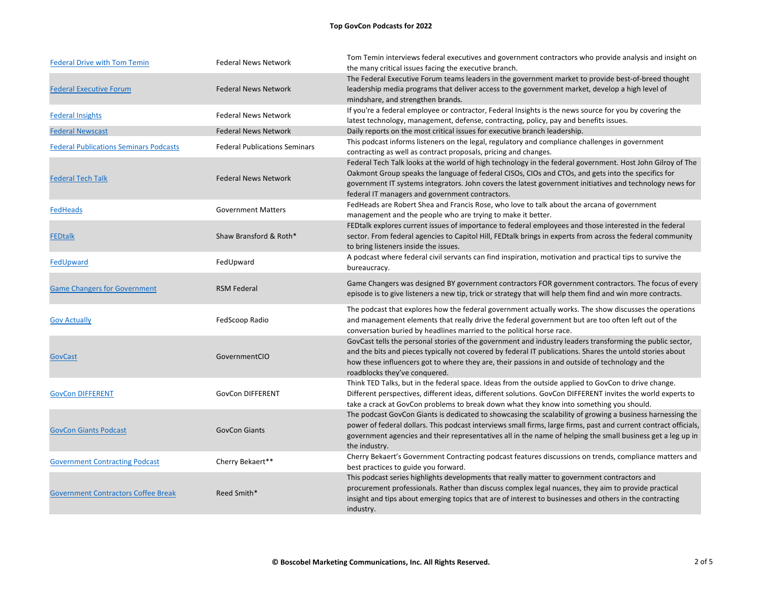**Top GovCon Podcasts for 2022**

| Podcast | Producer | Description |
|---|---|---|
| Federal Drive with Tom Temin | Federal News Network | Tom Temin interviews federal executives and government contractors who provide analysis and insight on the many critical issues facing the executive branch. |
| Federal Executive Forum | Federal News Network | The Federal Executive Forum teams leaders in the government market to provide best-of-breed thought leadership media programs that deliver access to the government market, develop a high level of mindshare, and strengthen brands. |
| Federal Insights | Federal News Network | If you're a federal employee or contractor, Federal Insights is the news source for you by covering the latest technology, management, defense, contracting, policy, pay and benefits issues. |
| Federal Newscast | Federal News Network | Daily reports on the most critical issues for executive branch leadership. |
| Federal Publications Seminars Podcasts | Federal Publications Seminars | This podcast informs listeners on the legal, regulatory and compliance challenges in government contracting as well as contract proposals, pricing and changes. |
| Federal Tech Talk | Federal News Network | Federal Tech Talk looks at the world of high technology in the federal government. Host John Gilroy of The Oakmont Group speaks the language of federal CISOs, CIOs and CTOs, and gets into the specifics for government IT systems integrators. John covers the latest government initiatives and technology news for federal IT managers and government contractors. |
| FedHeads | Government Matters | FedHeads are Robert Shea and Francis Rose, who love to talk about the arcana of government management and the people who are trying to make it better. |
| FEDtalk | Shaw Bransford & Roth* | FEDtalk explores current issues of importance to federal employees and those interested in the federal sector. From federal agencies to Capitol Hill, FEDtalk brings in experts from across the federal community to bring listeners inside the issues. |
| FedUpward | FedUpward | A podcast where federal civil servants can find inspiration, motivation and practical tips to survive the bureaucracy. |
| Game Changers for Government | RSM Federal | Game Changers was designed BY government contractors FOR government contractors. The focus of every episode is to give listeners a new tip, trick or strategy that will help them find and win more contracts. |
| Gov Actually | FedScoop Radio | The podcast that explores how the federal government actually works. The show discusses the operations and management elements that really drive the federal government but are too often left out of the conversation buried by headlines married to the political horse race. |
| GovCast | GovernmentCIO | GovCast tells the personal stories of the government and industry leaders transforming the public sector, and the bits and pieces typically not covered by federal IT publications. Shares the untold stories about how these influencers got to where they are, their passions in and outside of technology and the roadblocks they've conquered. |
| GovCon DIFFERENT | GovCon DIFFERENT | Think TED Talks, but in the federal space. Ideas from the outside applied to GovCon to drive change. Different perspectives, different ideas, different solutions. GovCon DIFFERENT invites the world experts to take a crack at GovCon problems to break down what they know into something you should. |
| GovCon Giants Podcast | GovCon Giants | The podcast GovCon Giants is dedicated to showcasing the scalability of growing a business harnessing the power of federal dollars. This podcast interviews small firms, large firms, past and current contract officials, government agencies and their representatives all in the name of helping the small business get a leg up in the industry. |
| Government Contracting Podcast | Cherry Bekaert** | Cherry Bekaert's Government Contracting podcast features discussions on trends, compliance matters and best practices to guide you forward. |
| Government Contractors Coffee Break | Reed Smith* | This podcast series highlights developments that really matter to government contractors and procurement professionals. Rather than discuss complex legal nuances, they aim to provide practical insight and tips about emerging topics that are of interest to businesses and others in the contracting industry. |

**© Boscobel Marketing Communications, Inc. All Rights Reserved.**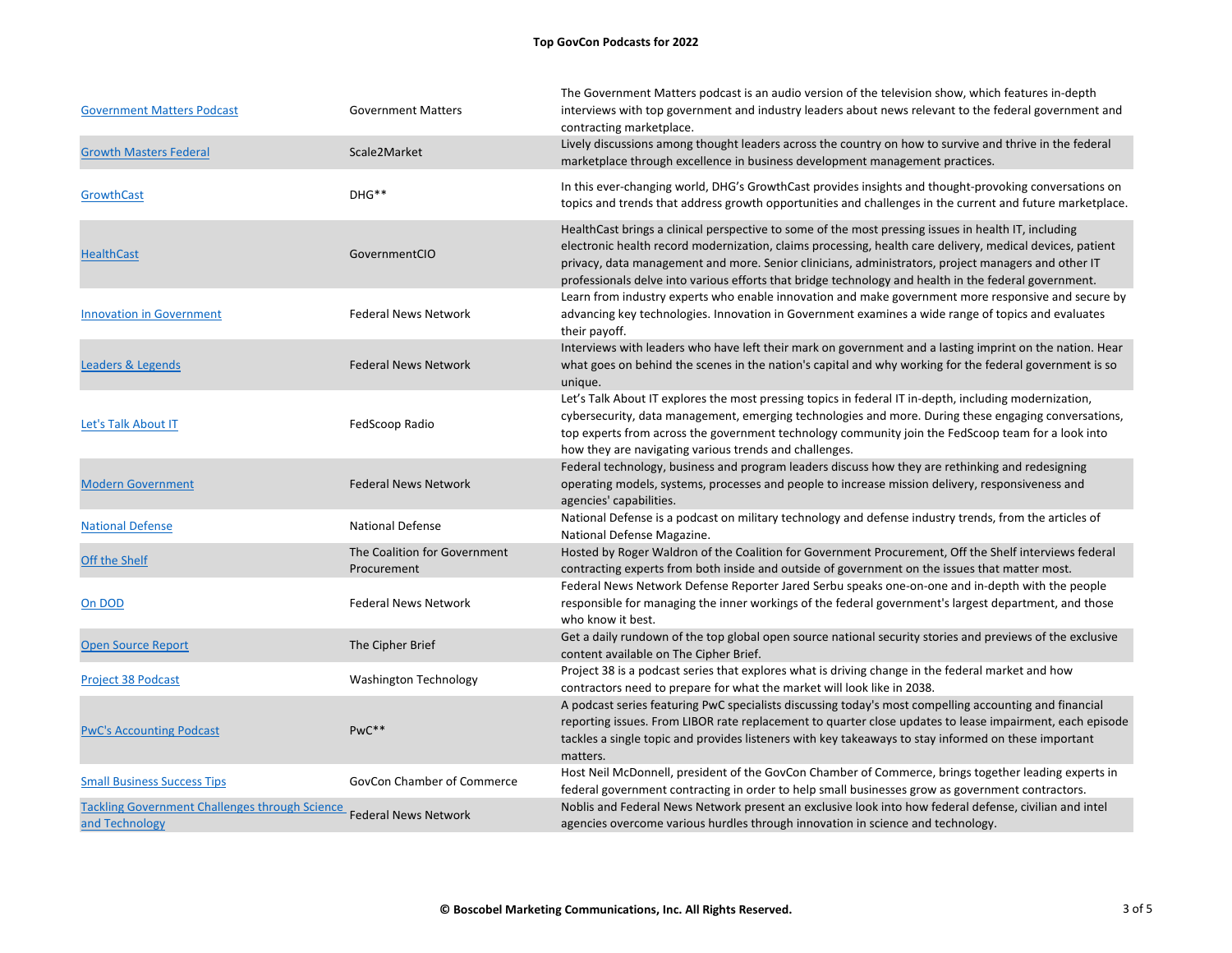**Top GovCon Podcasts for 2022**

| Podcast | Producer | Description |
|---|---|---|
| Government Matters Podcast | Government Matters | The Government Matters podcast is an audio version of the television show, which features in-depth interviews with top government and industry leaders about news relevant to the federal government and contracting marketplace. |
| Growth Masters Federal | Scale2Market | Lively discussions among thought leaders across the country on how to survive and thrive in the federal marketplace through excellence in business development management practices. |
| GrowthCast | DHG** | In this ever-changing world, DHG's GrowthCast provides insights and thought-provoking conversations on topics and trends that address growth opportunities and challenges in the current and future marketplace. |
| HealthCast | GovernmentCIO | HealthCast brings a clinical perspective to some of the most pressing issues in health IT, including electronic health record modernization, claims processing, health care delivery, medical devices, patient privacy, data management and more. Senior clinicians, administrators, project managers and other IT professionals delve into various efforts that bridge technology and health in the federal government. |
| Innovation in Government | Federal News Network | Learn from industry experts who enable innovation and make government more responsive and secure by advancing key technologies. Innovation in Government examines a wide range of topics and evaluates their payoff. |
| Leaders & Legends | Federal News Network | Interviews with leaders who have left their mark on government and a lasting imprint on the nation. Hear what goes on behind the scenes in the nation's capital and why working for the federal government is so unique. |
| Let's Talk About IT | FedScoop Radio | Let's Talk About IT explores the most pressing topics in federal IT in-depth, including modernization, cybersecurity, data management, emerging technologies and more. During these engaging conversations, top experts from across the government technology community join the FedScoop team for a look into how they are navigating various trends and challenges. |
| Modern Government | Federal News Network | Federal technology, business and program leaders discuss how they are rethinking and redesigning operating models, systems, processes and people to increase mission delivery, responsiveness and agencies' capabilities. |
| National Defense | National Defense | National Defense is a podcast on military technology and defense industry trends, from the articles of National Defense Magazine. |
| Off the Shelf | The Coalition for Government Procurement | Hosted by Roger Waldron of the Coalition for Government Procurement, Off the Shelf interviews federal contracting experts from both inside and outside of government on the issues that matter most. |
| On DOD | Federal News Network | Federal News Network Defense Reporter Jared Serbu speaks one-on-one and in-depth with the people responsible for managing the inner workings of the federal government's largest department, and those who know it best. |
| Open Source Report | The Cipher Brief | Get a daily rundown of the top global open source national security stories and previews of the exclusive content available on The Cipher Brief. |
| Project 38 Podcast | Washington Technology | Project 38 is a podcast series that explores what is driving change in the federal market and how contractors need to prepare for what the market will look like in 2038. |
| PwC's Accounting Podcast | PwC** | A podcast series featuring PwC specialists discussing today's most compelling accounting and financial reporting issues. From LIBOR rate replacement to quarter close updates to lease impairment, each episode tackles a single topic and provides listeners with key takeaways to stay informed on these important matters. |
| Small Business Success Tips | GovCon Chamber of Commerce | Host Neil McDonnell, president of the GovCon Chamber of Commerce, brings together leading experts in federal government contracting in order to help small businesses grow as government contractors. |
| Tackling Government Challenges through Science and Technology | Federal News Network | Noblis and Federal News Network present an exclusive look into how federal defense, civilian and intel agencies overcome various hurdles through innovation in science and technology. |

**© Boscobel Marketing Communications, Inc. All Rights Reserved.**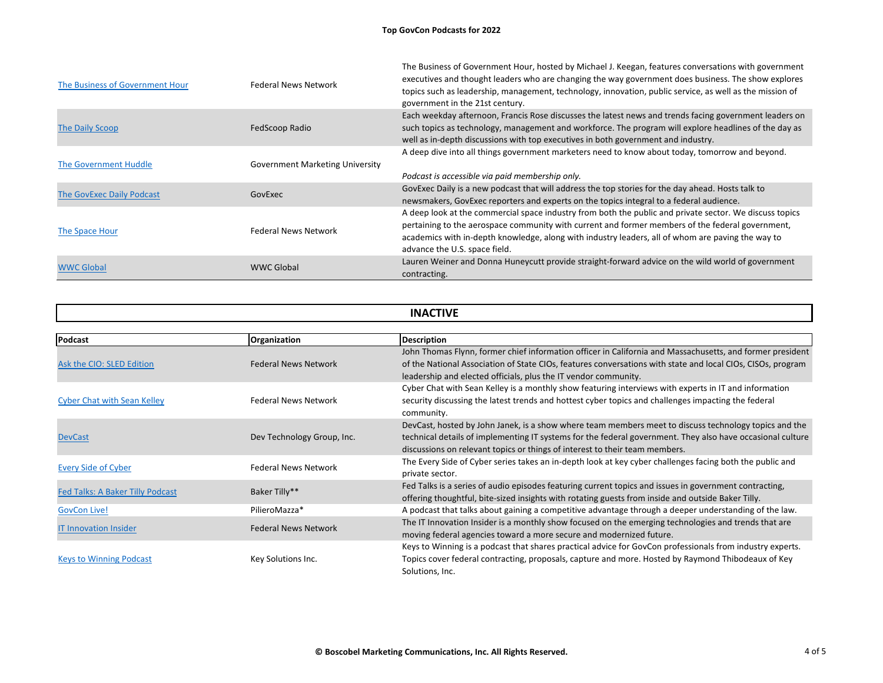| Podcast | Organization | Description |
| --- | --- | --- |
| The Business of Government Hour | Federal News Network | The Business of Government Hour, hosted by Michael J. Keegan, features conversations with government executives and thought leaders who are changing the way government does business. The show explores topics such as leadership, management, technology, innovation, public service, as well as the mission of government in the 21st century. |
| The Daily Scoop | FedScoop Radio | Each weekday afternoon, Francis Rose discusses the latest news and trends facing government leaders on such topics as technology, management and workforce. The program will explore headlines of the day as well as in-depth discussions with top executives in both government and industry. |
| The Government Huddle | Government Marketing University | A deep dive into all things government marketers need to know about today, tomorrow and beyond. *Podcast is accessible via paid membership only.* |
| The GovExec Daily Podcast | GovExec | GovExec Daily is a new podcast that will address the top stories for the day ahead. Hosts talk to newsmakers, GovExec reporters and experts on the topics integral to a federal audience. |
| The Space Hour | Federal News Network | A deep look at the commercial space industry from both the public and private sector. We discuss topics pertaining to the aerospace community with current and former members of the federal government, academics with in-depth knowledge, along with industry leaders, all of whom are paving the way to advance the U.S. space field. |
| WWC Global | WWC Global | Lauren Weiner and Donna Huneycutt provide straight-forward advice on the wild world of government contracting. |

## INACTIVE

| Podcast | Organization | Description |
| --- | --- | --- |
| Ask the CIO: SLED Edition | Federal News Network | John Thomas Flynn, former chief information officer in California and Massachusetts, and former president of the National Association of State CIOs, features conversations with state and local CIOs, CISOs, program leadership and elected officials, plus the IT vendor community. |
| Cyber Chat with Sean Kelley | Federal News Network | Cyber Chat with Sean Kelley is a monthly show featuring interviews with experts in IT and information security discussing the latest trends and hottest cyber topics and challenges impacting the federal community. |
| DevCast | Dev Technology Group, Inc. | DevCast, hosted by John Janek, is a show where team members meet to discuss technology topics and the technical details of implementing IT systems for the federal government. They also have occasional culture discussions on relevant topics or things of interest to their team members. |
| Every Side of Cyber | Federal News Network | The Every Side of Cyber series takes an in-depth look at key cyber challenges facing both the public and private sector. |
| Fed Talks: A Baker Tilly Podcast | Baker Tilly** | Fed Talks is a series of audio episodes featuring current topics and issues in government contracting, offering thoughtful, bite-sized insights with rotating guests from inside and outside Baker Tilly. |
| GovCon Live! | PilieroMazza* | A podcast that talks about gaining a competitive advantage through a deeper understanding of the law. |
| IT Innovation Insider | Federal News Network | The IT Innovation Insider is a monthly show focused on the emerging technologies and trends that are moving federal agencies toward a more secure and modernized future. |
| Keys to Winning Podcast | Key Solutions Inc. | Keys to Winning is a podcast that shares practical advice for GovCon professionals from industry experts. Topics cover federal contracting, proposals, capture and more. Hosted by Raymond Thibodeaux of Key Solutions, Inc. |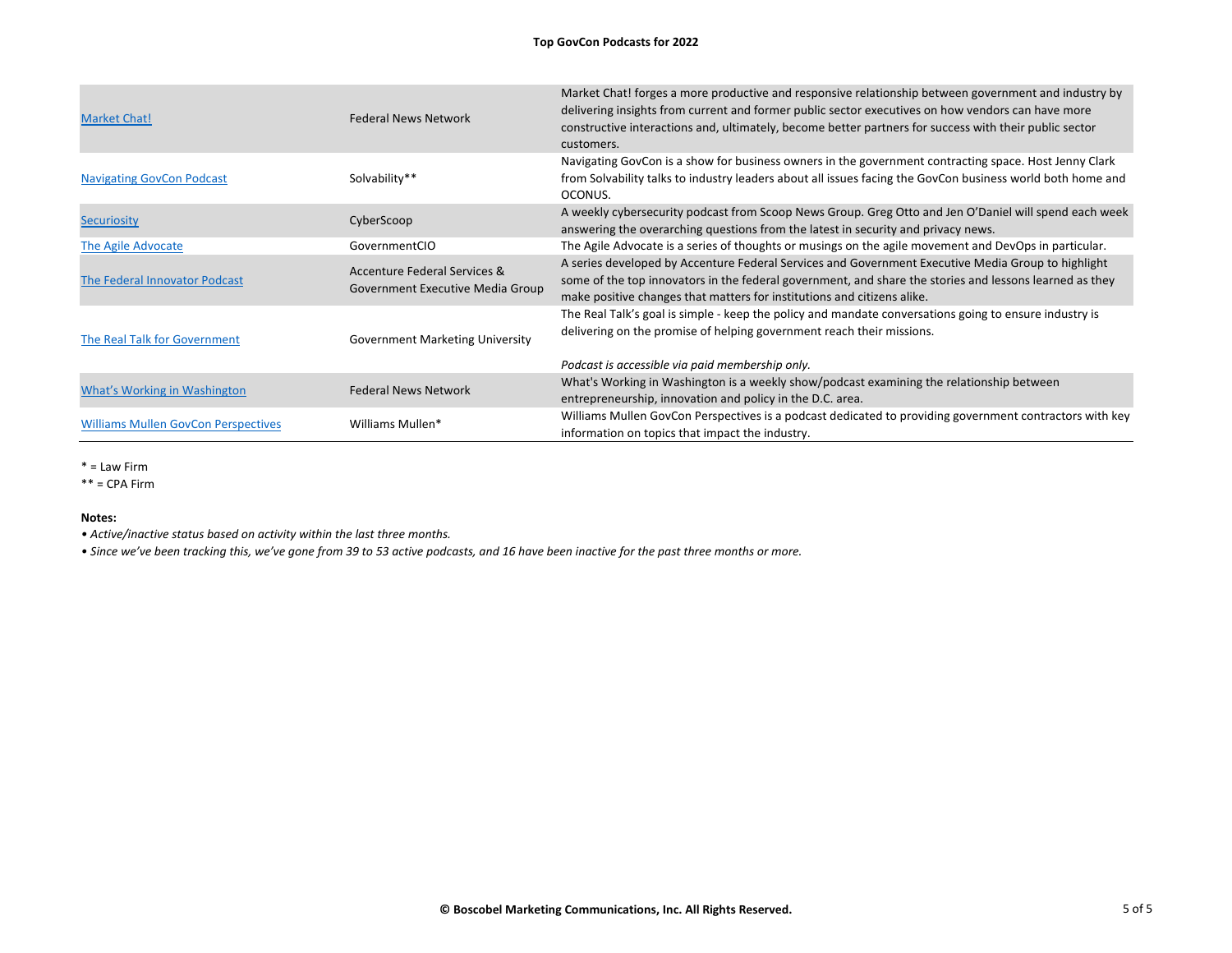**Top GovCon Podcasts for 2022**

| | | |
|---|---|---|
| Market Chat! | Federal News Network | Market Chat! forges a more productive and responsive relationship between government and industry by delivering insights from current and former public sector executives on how vendors can have more constructive interactions and, ultimately, become better partners for success with their public sector customers. |
| Navigating GovCon Podcast | Solvability** | Navigating GovCon is a show for business owners in the government contracting space. Host Jenny Clark from Solvability talks to industry leaders about all issues facing the GovCon business world both home and OCONUS. |
| Securiosity | CyberScoop | A weekly cybersecurity podcast from Scoop News Group. Greg Otto and Jen O'Daniel will spend each week answering the overarching questions from the latest in security and privacy news. |
| The Agile Advocate | GovernmentCIO | The Agile Advocate is a series of thoughts or musings on the agile movement and DevOps in particular. |
| The Federal Innovator Podcast | Accenture Federal Services & Government Executive Media Group | A series developed by Accenture Federal Services and Government Executive Media Group to highlight some of the top innovators in the federal government, and share the stories and lessons learned as they make positive changes that matters for institutions and citizens alike. |
| The Real Talk for Government | Government Marketing University | The Real Talk's goal is simple - keep the policy and mandate conversations going to ensure industry is delivering on the promise of helping government reach their missions. *Podcast is accessible via paid membership only.* |
| What's Working in Washington | Federal News Network | What's Working in Washington is a weekly show/podcast examining the relationship between entrepreneurship, innovation and policy in the D.C. area. |
| Williams Mullen GovCon Perspectives | Williams Mullen* | Williams Mullen GovCon Perspectives is a podcast dedicated to providing government contractors with key information on topics that impact the industry. |

\* = Law Firm
\*\* = CPA Firm

**Notes:**

- *Active/inactive status based on activity within the last three months.*
- *Since we've been tracking this, we've gone from 39 to 53 active podcasts, and 16 have been inactive for the past three months or more.*

**© Boscobel Marketing Communications, Inc. All Rights Reserved.**